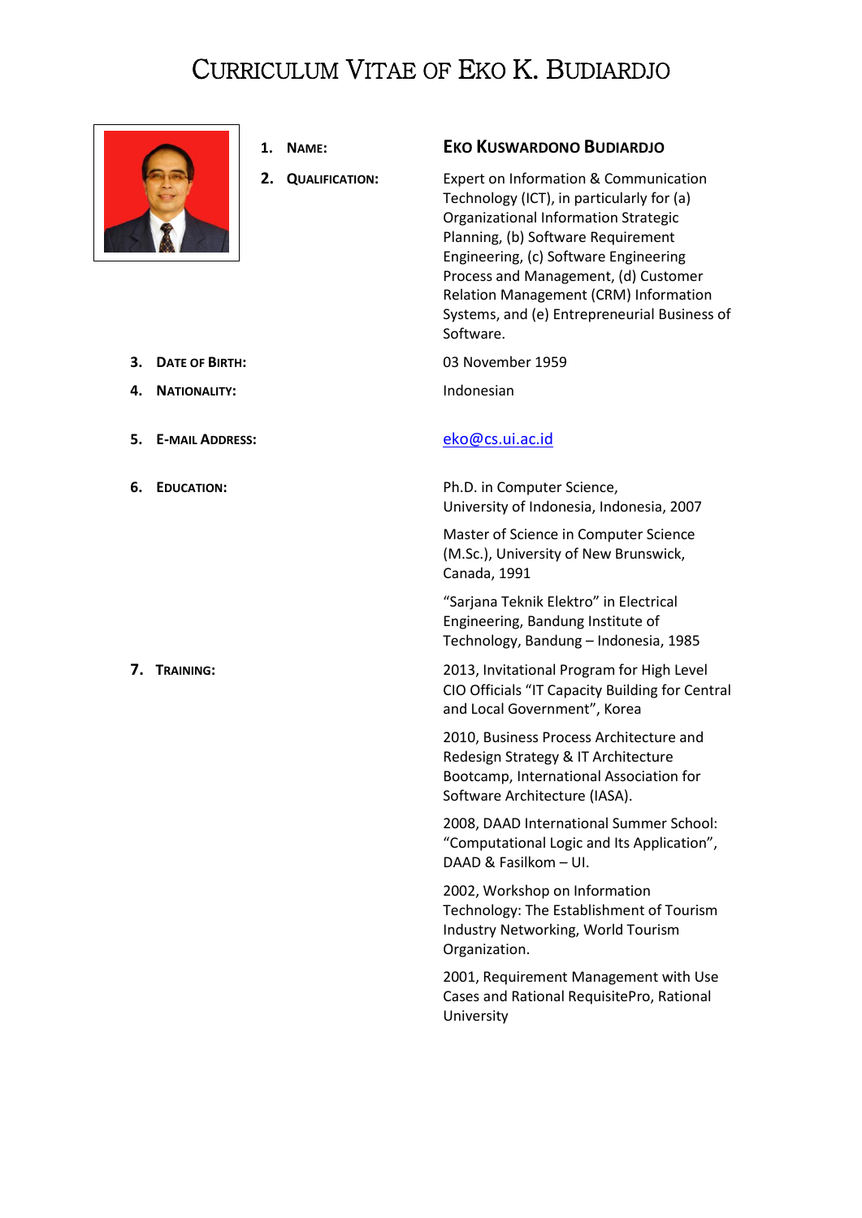# Curriculum Vitae of Eko K. Budiardjo

1. **Name:** **Eko Kuswardono Budiardjo**

2. **Qualification:** Expert on Information & Communication Technology (ICT), in particularly for (a) Organizational Information Strategic Planning, (b) Software Requirement Engineering, (c) Software Engineering Process and Management, (d) Customer Relation Management (CRM) Information Systems, and (e) Entrepreneurial Business of Software.

3. **Date of Birth:** 03 November 1959

4. **Nationality:** Indonesian

5. **E-mail Address:** eko@cs.ui.ac.id

6. **Education:**

   Ph.D. in Computer Science, University of Indonesia, Indonesia, 2007

   Master of Science in Computer Science (M.Sc.), University of New Brunswick, Canada, 1991

   "Sarjana Teknik Elektro" in Electrical Engineering, Bandung Institute of Technology, Bandung – Indonesia, 1985

7. **Training:**

   2013, Invitational Program for High Level CIO Officials "IT Capacity Building for Central and Local Government", Korea

   2010, Business Process Architecture and Redesign Strategy & IT Architecture Bootcamp, International Association for Software Architecture (IASA).

   2008, DAAD International Summer School: "Computational Logic and Its Application", DAAD & Fasilkom – UI.

   2002, Workshop on Information Technology: The Establishment of Tourism Industry Networking, World Tourism Organization.

   2001, Requirement Management with Use Cases and Rational RequisitePro, Rational University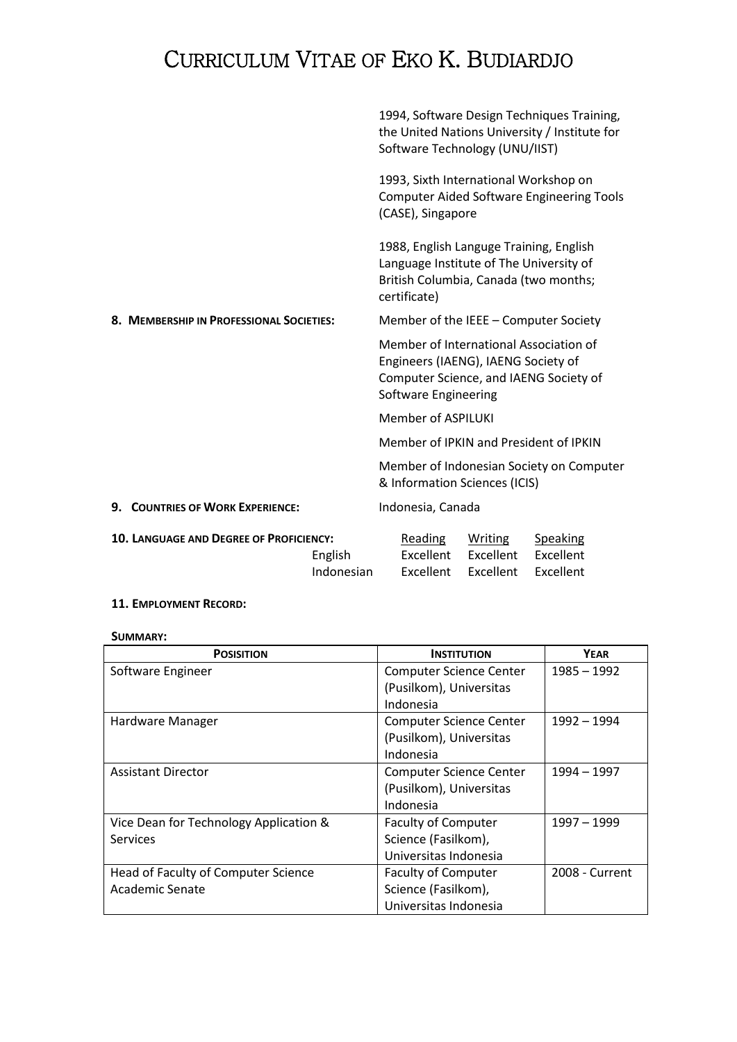1994, Software Design Techniques Training, the United Nations University / Institute for Software Technology (UNU/IIST)

1993, Sixth International Workshop on Computer Aided Software Engineering Tools (CASE), Singapore

1988, English Languge Training, English Language Institute of The University of British Columbia, Canada (two months; certificate)

**8. MEMBERSHIP IN PROFESSIONAL SOCIETIES:**

Member of the IEEE – Computer Society

Member of International Association of Engineers (IAENG), IAENG Society of Computer Science, and IAENG Society of Software Engineering

Member of ASPILUKI

Member of IPKIN and President of IPKIN

Member of Indonesian Society on Computer & Information Sciences (ICIS)

**9. COUNTRIES OF WORK EXPERIENCE:** Indonesia, Canada

**10. LANGUAGE AND DEGREE OF PROFICIENCY:**

| | Reading | Writing | Speaking |
|---|---|---|---|
| English | Excellent | Excellent | Excellent |
| Indonesian | Excellent | Excellent | Excellent |

**11. EMPLOYMENT RECORD:**

**SUMMARY:**

| POSISITION | INSTITUTION | YEAR |
|---|---|---|
| Software Engineer | Computer Science Center (Pusilkom), Universitas Indonesia | 1985 – 1992 |
| Hardware Manager | Computer Science Center (Pusilkom), Universitas Indonesia | 1992 – 1994 |
| Assistant Director | Computer Science Center (Pusilkom), Universitas Indonesia | 1994 – 1997 |
| Vice Dean for Technology Application & Services | Faculty of Computer Science (Fasilkom), Universitas Indonesia | 1997 – 1999 |
| Head of Faculty of Computer Science Academic Senate | Faculty of Computer Science (Fasilkom), Universitas Indonesia | 2008 - Current |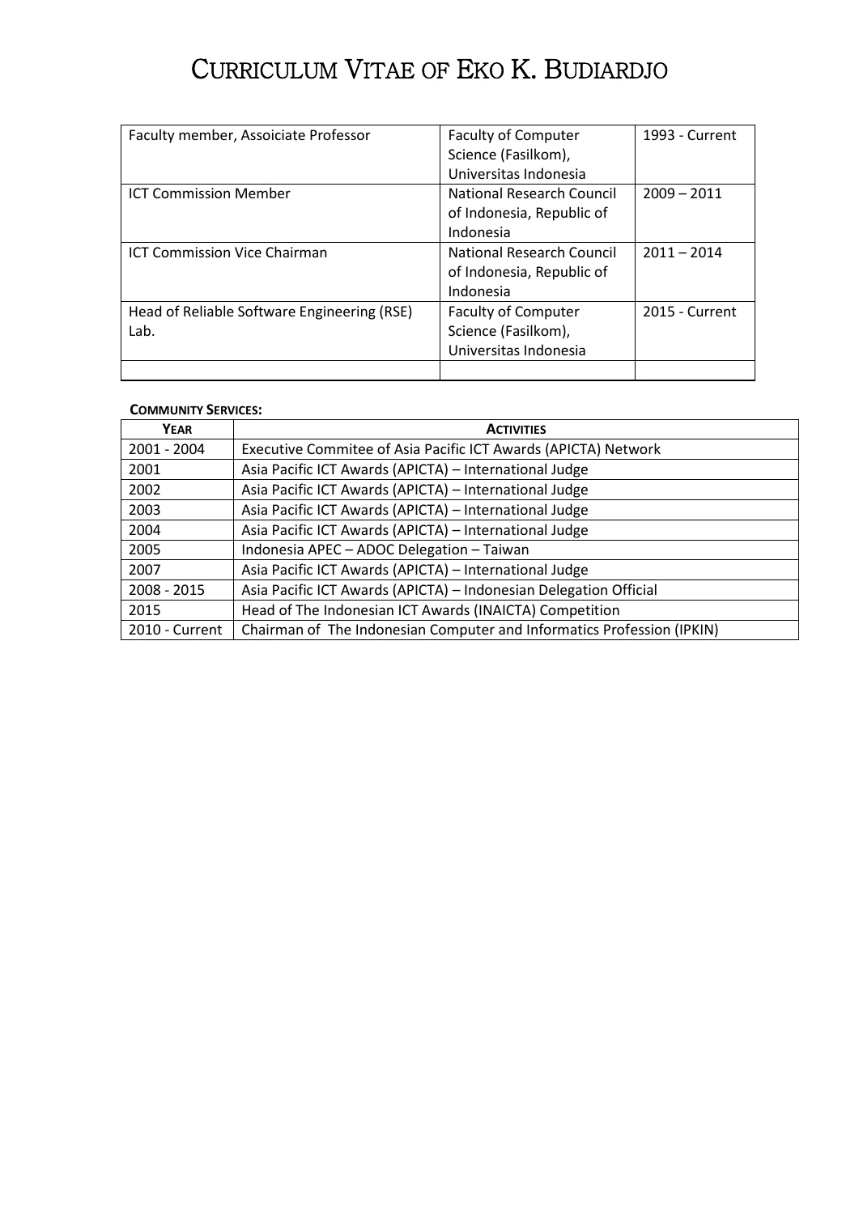# CURRICULUM VITAE OF EKO K. BUDIARDJO

| | | |
|---|---|---|
| Faculty member, Assoiciate Professor | Faculty of Computer Science (Fasilkom), Universitas Indonesia | 1993 - Current |
| ICT Commission Member | National Research Council of Indonesia, Republic of Indonesia | 2009 – 2011 |
| ICT Commission Vice Chairman | National Research Council of Indonesia, Republic of Indonesia | 2011 – 2014 |
| Head of Reliable Software Engineering (RSE) Lab. | Faculty of Computer Science (Fasilkom), Universitas Indonesia | 2015 - Current |
| | | |

**COMMUNITY SERVICES:**

| YEAR | ACTIVITIES |
|---|---|
| 2001 - 2004 | Executive Commitee of Asia Pacific ICT Awards (APICTA) Network |
| 2001 | Asia Pacific ICT Awards (APICTA) – International Judge |
| 2002 | Asia Pacific ICT Awards (APICTA) – International Judge |
| 2003 | Asia Pacific ICT Awards (APICTA) – International Judge |
| 2004 | Asia Pacific ICT Awards (APICTA) – International Judge |
| 2005 | Indonesia APEC – ADOC Delegation – Taiwan |
| 2007 | Asia Pacific ICT Awards (APICTA) – International Judge |
| 2008 - 2015 | Asia Pacific ICT Awards (APICTA) – Indonesian Delegation Official |
| 2015 | Head of The Indonesian ICT Awards (INAICTA) Competition |
| 2010 - Current | Chairman of The Indonesian Computer and Informatics Profession (IPKIN) |